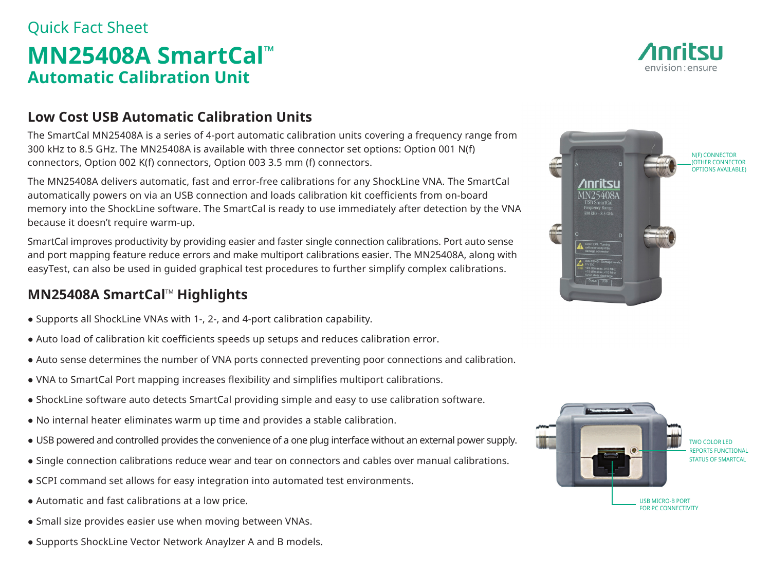Quick Fact Sheet

# MN25408A SmartCal™
## Automatic Calibration Unit

## Low Cost USB Automatic Calibration Units

The SmartCal MN25408A is a series of 4-port automatic calibration units covering a frequency range from 300 kHz to 8.5 GHz. The MN25408A is available with three connector set options: Option 001 N(f) connectors, Option 002 K(f) connectors, Option 003 3.5 mm (f) connectors.

The MN25408A delivers automatic, fast and error-free calibrations for any ShockLine VNA. The SmartCal automatically powers on via an USB connection and loads calibration kit coefficients from on-board memory into the ShockLine software. The SmartCal is ready to use immediately after detection by the VNA because it doesn't require warm-up.

SmartCal improves productivity by providing easier and faster single connection calibrations. Port auto sense and port mapping feature reduce errors and make multiport calibrations easier. The MN25408A, along with easyTest, can also be used in guided graphical test procedures to further simplify complex calibrations.

## MN25408A SmartCal™ Highlights

- Supports all ShockLine VNAs with 1-, 2-, and 4-port calibration capability.
- Auto load of calibration kit coefficients speeds up setups and reduces calibration error.
- Auto sense determines the number of VNA ports connected preventing poor connections and calibration.
- VNA to SmartCal Port mapping increases flexibility and simplifies multiport calibrations.
- ShockLine software auto detects SmartCal providing simple and easy to use calibration software.
- No internal heater eliminates warm up time and provides a stable calibration.
- USB powered and controlled provides the convenience of a one plug interface without an external power supply.
- Single connection calibrations reduce wear and tear on connectors and cables over manual calibrations.
- SCPI command set allows for easy integration into automated test environments.
- Automatic and fast calibrations at a low price.
- Small size provides easier use when moving between VNAs.
- Supports ShockLine Vector Network Anaylzer A and B models.

N(F) CONNECTOR (OTHER CONNECTOR OPTIONS AVAILABLE)

TWO COLOR LED REPORTS FUNCTIONAL STATUS OF SMARTCAL

USB MICRO-B PORT FOR PC CONNECTIVITY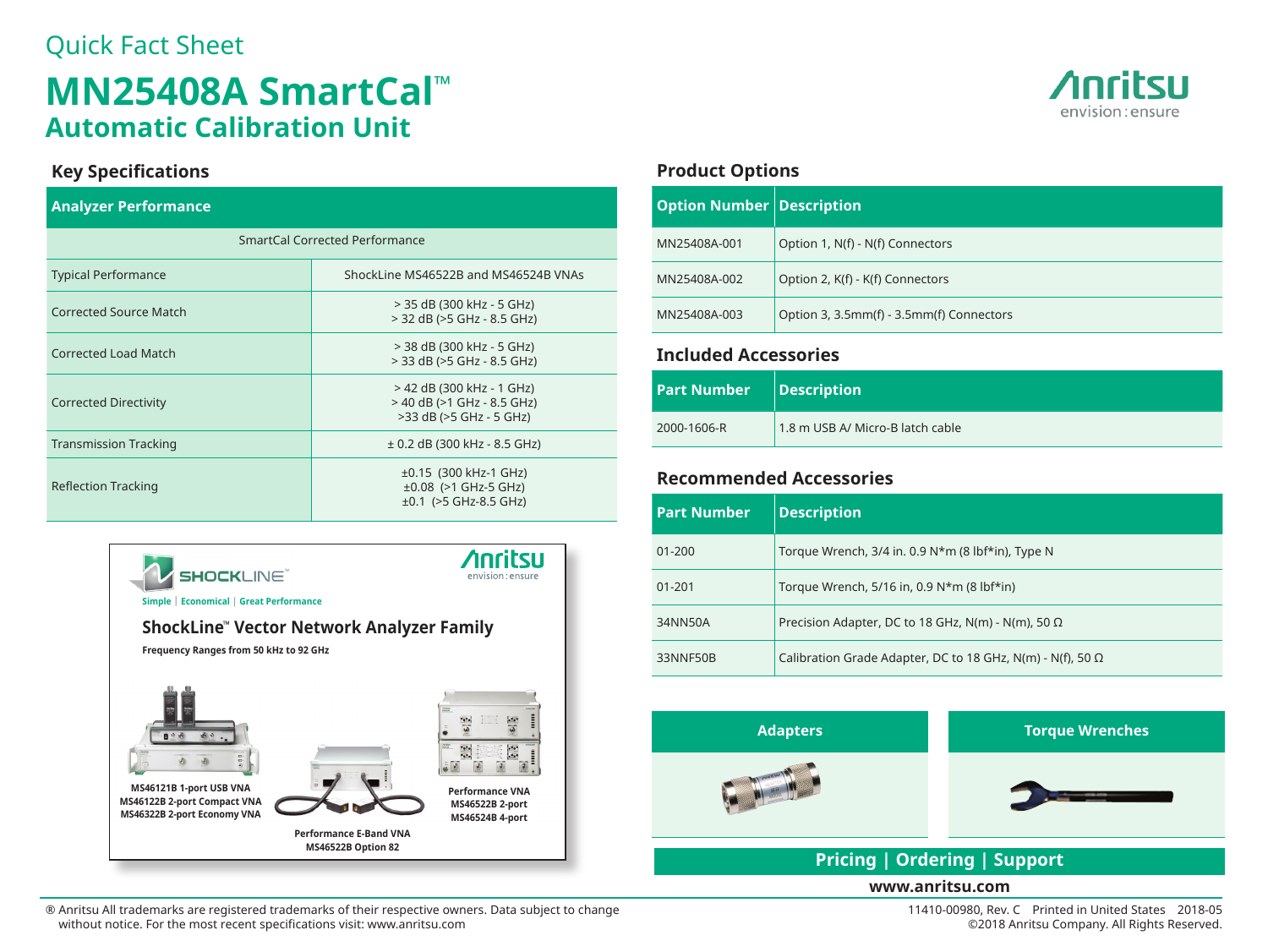Quick Fact Sheet

# MN25408A SmartCal™ Automatic Calibration Unit

## Key Specifications

| Analyzer Performance | |
|---|---|
| SmartCal Corrected Performance | |
| Typical Performance | ShockLine MS46522B and MS46524B VNAs |
| Corrected Source Match | > 35 dB (300 kHz - 5 GHz)<br>> 32 dB (>5 GHz - 8.5 GHz) |
| Corrected Load Match | > 38 dB (300 kHz - 5 GHz)<br>> 33 dB (>5 GHz - 8.5 GHz) |
| Corrected Directivity | > 42 dB (300 kHz - 1 GHz)<br>> 40 dB (>1 GHz - 8.5 GHz)<br>>33 dB (>5 GHz - 5 GHz) |
| Transmission Tracking | ± 0.2 dB (300 kHz - 8.5 GHz) |
| Reflection Tracking | ±0.15 (300 kHz-1 GHz)<br>±0.08 (>1 GHz-5 GHz)<br>±0.1 (>5 GHz-8.5 GHz) |

SHOCKLINE™

Simple | Economical | Great Performance

**ShockLine™ Vector Network Analyzer Family**

Frequency Ranges from 50 kHz to 92 GHz

MS46121B 1-port USB VNA
MS46122B 2-port Compact VNA
MS46322B 2-port Economy VNA

Performance E-Band VNA
MS46522B Option 82

Performance VNA
MS46522B 2-port
MS46524B 4-port

## Product Options

| Option Number | Description |
|---|---|
| MN25408A-001 | Option 1, N(f) - N(f) Connectors |
| MN25408A-002 | Option 2, K(f) - K(f) Connectors |
| MN25408A-003 | Option 3, 3.5mm(f) - 3.5mm(f) Connectors |

## Included Accessories

| Part Number | Description |
|---|---|
| 2000-1606-R | 1.8 m USB A/ Micro-B latch cable |

## Recommended Accessories

| Part Number | Description |
|---|---|
| 01-200 | Torque Wrench, 3/4 in. 0.9 N*m (8 lbf*in), Type N |
| 01-201 | Torque Wrench, 5/16 in, 0.9 N*m (8 lbf*in) |
| 34NN50A | Precision Adapter, DC to 18 GHz, N(m) - N(m), 50 Ω |
| 33NNF50B | Calibration Grade Adapter, DC to 18 GHz, N(m) - N(f), 50 Ω |

Adapters | Torque Wrenches

**Pricing | Ordering | Support**

**www.anritsu.com**

® Anritsu All trademarks are registered trademarks of their respective owners. Data subject to change without notice. For the most recent specifications visit: www.anritsu.com

11410-00980, Rev. C Printed in United States 2018-05
©2018 Anritsu Company. All Rights Reserved.